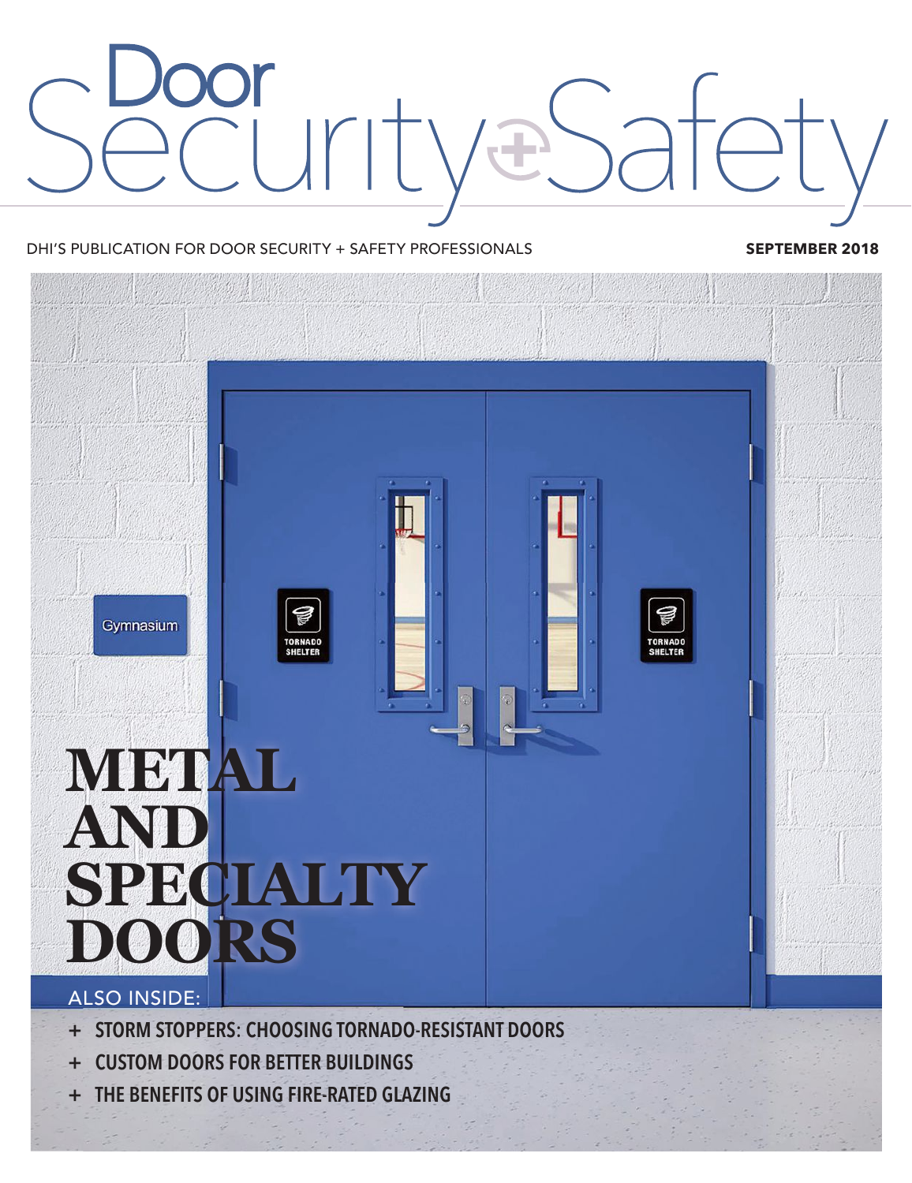# Door Security + Safety

DHI'S PUBLICATION FOR DOOR SECURITY + SAFETY PROFESSIONALS

**SEPTEMBER 2018**

# METAL AND SPECIALTY DOORS

ALSO INSIDE:

- STORM STOPPERS: CHOOSING TORNADO-RESISTANT DOORS
- CUSTOM DOORS FOR BETTER BUILDINGS
- THE BENEFITS OF USING FIRE-RATED GLAZING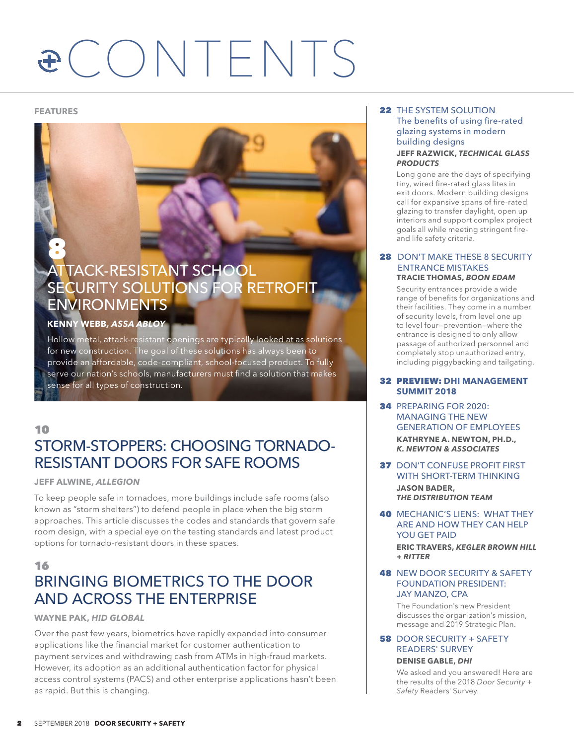# CONTENTS

## FEATURES

### 8 ATTACK-RESISTANT SCHOOL SECURITY SOLUTIONS FOR RETROFIT ENVIRONMENTS

**KENNY WEBB, *ASSA ABLOY***

Hollow metal, attack-resistant openings are typically looked at as solutions for new construction. The goal of these solutions has always been to provide an affordable, code-compliant, school-focused product. To fully serve our nation's schools, manufacturers must find a solution that makes sense for all types of construction.

### 10 STORM-STOPPERS: CHOOSING TORNADO-RESISTANT DOORS FOR SAFE ROOMS

**JEFF ALWINE, *ALLEGION***

To keep people safe in tornadoes, more buildings include safe rooms (also known as "storm shelters") to defend people in place when the big storm approaches. This article discusses the codes and standards that govern safe room design, with a special eye on the testing standards and latest product options for tornado-resistant doors in these spaces.

### 16 BRINGING BIOMETRICS TO THE DOOR AND ACROSS THE ENTERPRISE

**WAYNE PAK, *HID GLOBAL***

Over the past few years, biometrics have rapidly expanded into consumer applications like the financial market for customer authentication to payment services and withdrawing cash from ATMs in high-fraud markets. However, its adoption as an additional authentication factor for physical access control systems (PACS) and other enterprise applications hasn't been as rapid. But this is changing.

### 22 THE SYSTEM SOLUTION
The benefits of using fire-rated glazing systems in modern building designs

**JEFF RAZWICK, *TECHNICAL GLASS PRODUCTS***

Long gone are the days of specifying tiny, wired fire-rated glass lites in exit doors. Modern building designs call for expansive spans of fire-rated glazing to transfer daylight, open up interiors and support complex project goals all while meeting stringent fire- and life safety criteria.

### 28 DON'T MAKE THESE 8 SECURITY ENTRANCE MISTAKES

**TRACIE THOMAS, *BOON EDAM***

Security entrances provide a wide range of benefits for organizations and their facilities. They come in a number of security levels, from level one up to level four—prevention—where the entrance is designed to only allow passage of authorized personnel and completely stop unauthorized entry, including piggybacking and tailgating.

### 32 PREVIEW: DHI MANAGEMENT SUMMIT 2018

### 34 PREPARING FOR 2020: MANAGING THE NEW GENERATION OF EMPLOYEES

**KATHRYNE A. NEWTON, PH.D., *K. NEWTON & ASSOCIATES***

### 37 DON'T CONFUSE PROFIT FIRST WITH SHORT-TERM THINKING

**JASON BADER, *THE DISTRIBUTION TEAM***

### 40 MECHANIC'S LIENS: WHAT THEY ARE AND HOW THEY CAN HELP YOU GET PAID

**ERIC TRAVERS, *KEGLER BROWN HILL + RITTER***

### 48 NEW DOOR SECURITY & SAFETY FOUNDATION PRESIDENT: JAY MANZO, CPA

The Foundation's new President discusses the organization's mission, message and 2019 Strategic Plan.

### 58 DOOR SECURITY + SAFETY READERS' SURVEY

**DENISE GABLE, *DHI***

We asked and you answered! Here are the results of the 2018 *Door Security + Safety* Readers' Survey.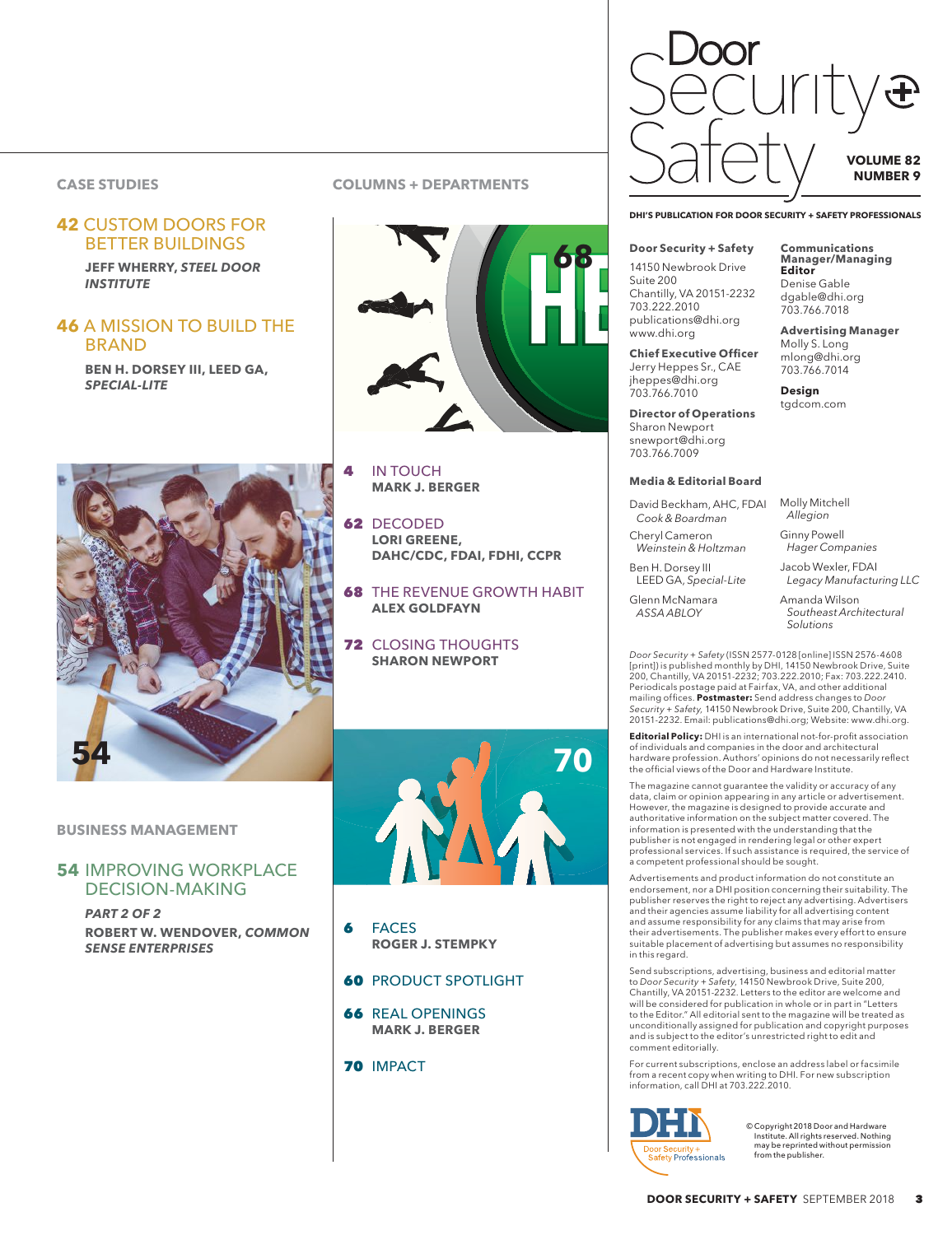# Door Security + Safety

**VOLUME 82**
**NUMBER 9**

**DHI'S PUBLICATION FOR DOOR SECURITY + SAFETY PROFESSIONALS**

## CASE STUDIES

**42** CUSTOM DOORS FOR BETTER BUILDINGS
**JEFF WHERRY, *STEEL DOOR INSTITUTE***

**46** A MISSION TO BUILD THE BRAND
**BEN H. DORSEY III, LEED GA, *SPECIAL-LITE***

## BUSINESS MANAGEMENT

**54** IMPROVING WORKPLACE DECISION-MAKING
***PART 2 OF 2***
**ROBERT W. WENDOVER, *COMMON SENSE ENTERPRISES***

## COLUMNS + DEPARTMENTS

**4** IN TOUCH
**MARK J. BERGER**

**62** DECODED
**LORI GREENE, DAHC/CDC, FDAI, FDHI, CCPR**

**68** THE REVENUE GROWTH HABIT
**ALEX GOLDFAYN**

**72** CLOSING THOUGHTS
**SHARON NEWPORT**

**6** FACES
**ROGER J. STEMPKY**

**60** PRODUCT SPOTLIGHT

**66** REAL OPENINGS
**MARK J. BERGER**

**70** IMPACT

---

**Door Security + Safety**
14150 Newbrook Drive
Suite 200
Chantilly, VA 20151-2232
703.222.2010
publications@dhi.org
www.dhi.org

**Chief Executive Officer**
Jerry Heppes Sr., CAE
jheppes@dhi.org
703.766.7010

**Director of Operations**
Sharon Newport
snewport@dhi.org
703.766.7009

**Communications Manager/Managing Editor**
Denise Gable
dgable@dhi.org
703.766.7018

**Advertising Manager**
Molly S. Long
mlong@dhi.org
703.766.7014

**Design**
tgdcom.com

**Media & Editorial Board**

David Beckham, AHC, FDAI
*Cook & Boardman*

Cheryl Cameron
*Weinstein & Holtzman*

Ben H. Dorsey III
LEED GA, *Special-Lite*

Glenn McNamara
*ASSA ABLOY*

Molly Mitchell
*Allegion*

Ginny Powell
*Hager Companies*

Jacob Wexler, FDAI
*Legacy Manufacturing LLC*

Amanda Wilson
*Southeast Architectural Solutions*

*Door Security + Safety* (ISSN 2577-0128 [online] ISSN 2576-4608 [print]) is published monthly by DHI, 14150 Newbrook Drive, Suite 200, Chantilly, VA 20151-2232; 703.222.2010; Fax: 703.222.2410. Periodicals postage paid at Fairfax, VA, and other additional mailing offices. **Postmaster:** Send address changes to *Door Security + Safety,* 14150 Newbrook Drive, Suite 200, Chantilly, VA 20151-2232. Email: publications@dhi.org; Website: www.dhi.org.

**Editorial Policy:** DHI is an international not-for-profit association of individuals and companies in the door and architectural hardware profession. Authors' opinions do not necessarily reflect the official views of the Door and Hardware Institute.

The magazine cannot guarantee the validity or accuracy of any data, claim or opinion appearing in any article or advertisement. However, the magazine is designed to provide accurate and authoritative information on the subject matter covered. The information is presented with the understanding that the publisher is not engaged in rendering legal or other expert professional services. If such assistance is required, the service of a competent professional should be sought.

Advertisements and product information do not constitute an endorsement, nor a DHI position concerning their suitability. The publisher reserves the right to reject any advertising. Advertisers and their agencies assume liability for all advertising content and assume responsibility for any claims that may arise from their advertisements. The publisher makes every effort to ensure suitable placement of advertising but assumes no responsibility in this regard.

Send subscriptions, advertising, business and editorial matter to *Door Security + Safety,* 14150 Newbrook Drive, Suite 200, Chantilly, VA 20151-2232. Letters to the editor are welcome and will be considered for publication in whole or in part in "Letters to the Editor." All editorial sent to the magazine will be treated as unconditionally assigned for publication and copyright purposes and is subject to the editor's unrestricted right to edit and comment editorially.

For current subscriptions, enclose an address label or facsimile from a recent copy when writing to DHI. For new subscription information, call DHI at 703.222.2010.

DHI Door Security + Safety Professionals

© Copyright 2018 Door and Hardware Institute. All rights reserved. Nothing may be reprinted without permission from the publisher.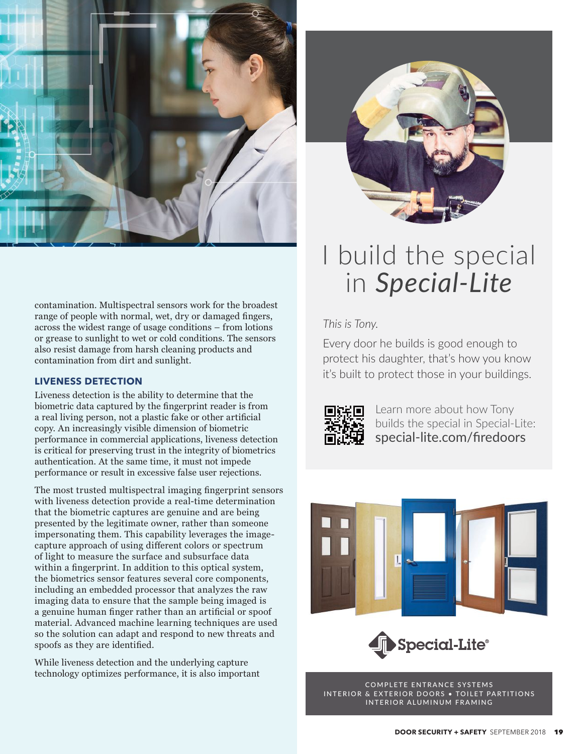contamination. Multispectral sensors work for the broadest range of people with normal, wet, dry or damaged fingers, across the widest range of usage conditions – from lotions or grease to sunlight to wet or cold conditions. The sensors also resist damage from harsh cleaning products and contamination from dirt and sunlight.

### LIVENESS DETECTION

Liveness detection is the ability to determine that the biometric data captured by the fingerprint reader is from a real living person, not a plastic fake or other artificial copy. An increasingly visible dimension of biometric performance in commercial applications, liveness detection is critical for preserving trust in the integrity of biometrics authentication. At the same time, it must not impede performance or result in excessive false user rejections.

The most trusted multispectral imaging fingerprint sensors with liveness detection provide a real-time determination that the biometric captures are genuine and are being presented by the legitimate owner, rather than someone impersonating them. This capability leverages the image-capture approach of using different colors or spectrum of light to measure the surface and subsurface data within a fingerprint. In addition to this optical system, the biometrics sensor features several core components, including an embedded processor that analyzes the raw imaging data to ensure that the sample being imaged is a genuine human finger rather than an artificial or spoof material. Advanced machine learning techniques are used so the solution can adapt and respond to new threats and spoofs as they are identified.

While liveness detection and the underlying capture technology optimizes performance, it is also important

# I build the special in *Special-Lite*

*This is Tony.*

Every door he builds is good enough to protect his daughter, that's how you know it's built to protect those in your buildings.

Learn more about how Tony builds the special in Special-Lite: special-lite.com/firedoors

Special-Lite®

COMPLETE ENTRANCE SYSTEMS
INTERIOR & EXTERIOR DOORS • TOILET PARTITIONS
INTERIOR ALUMINUM FRAMING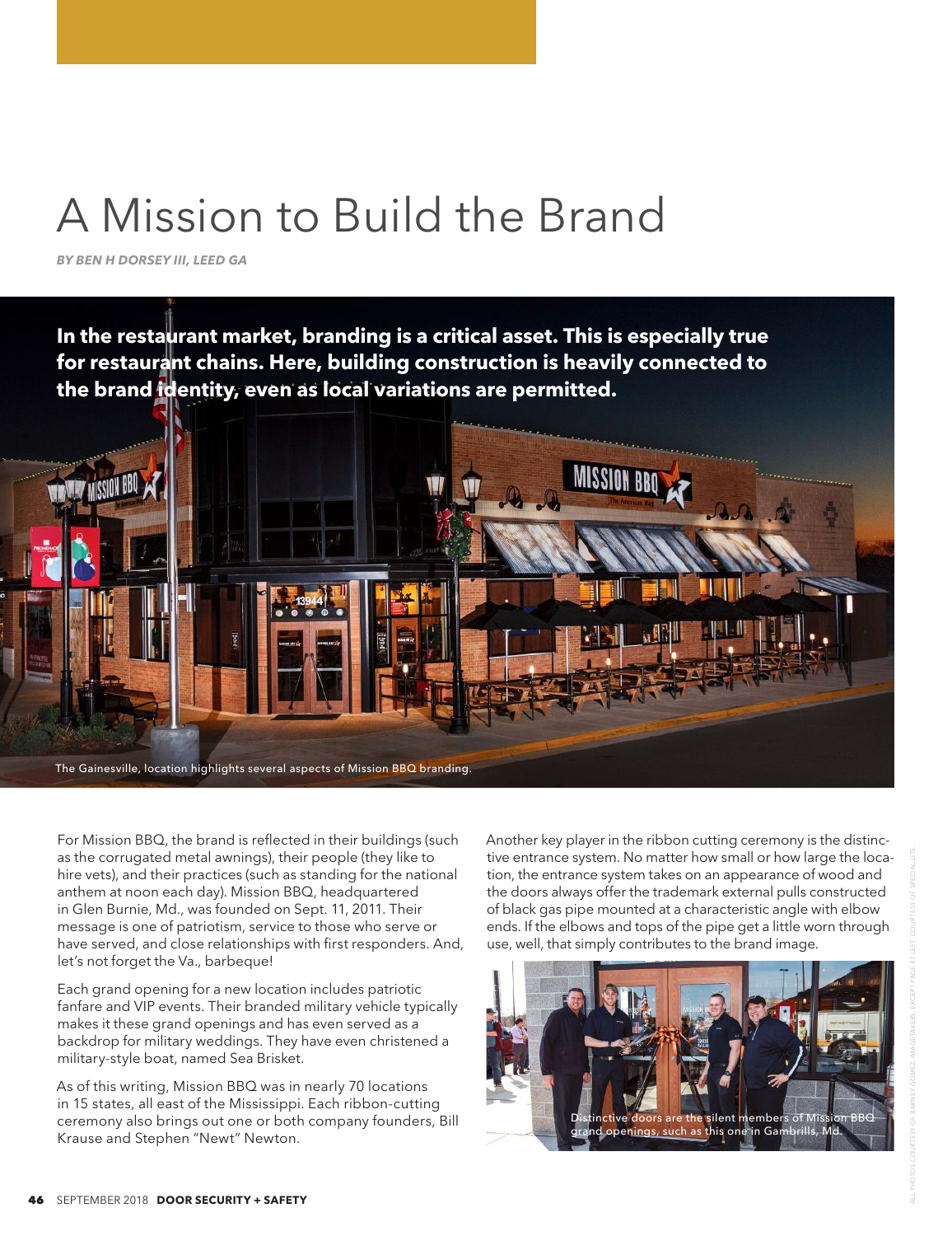# A Mission to Build the Brand

*BY BEN H DORSEY III, LEED GA*

**In the restaurant market, branding is a critical asset. This is especially true for restaurant chains. Here, building construction is heavily connected to the brand identity, even as local variations are permitted.**

The Gainesville, location highlights several aspects of Mission BBQ branding.

For Mission BBQ, the brand is reflected in their buildings (such as the corrugated metal awnings), their people (they like to hire vets), and their practices (such as standing for the national anthem at noon each day). Mission BBQ, headquartered in Glen Burnie, Md., was founded on Sept. 11, 2011. Their message is one of patriotism, service to those who serve or have served, and close relationships with first responders. And, let's not forget the Va., barbeque!

Each grand opening for a new location includes patriotic fanfare and VIP events. Their branded military vehicle typically makes it these grand openings and has even served as a backdrop for military weddings. They have even christened a military-style boat, named Sea Brisket.

As of this writing, Mission BBQ was in nearly 70 locations in 15 states, all east of the Mississippi. Each ribbon-cutting ceremony also brings out one or both company founders, Bill Krause and Stephen "Newt" Newton.

Another key player in the ribbon cutting ceremony is the distinctive entrance system. No matter how small or how large the location, the entrance system takes on an appearance of wood and the doors always offer the trademark external pulls constructed of black gas pipe mounted at a characteristic angle with elbow ends. If the elbows and tops of the pipe get a little worn through use, well, that simply contributes to the brand image.

Distinctive doors are the silent members of Mission BBQ grand openings, such as this one in Gambrills, Md.

ALL PHOTOS COURTESY OF BARNEY GOMEZ, IMAGETAKERS, EXCEPT PAGE 47 LEFT, COURTESY OF SPECIAL-LITE.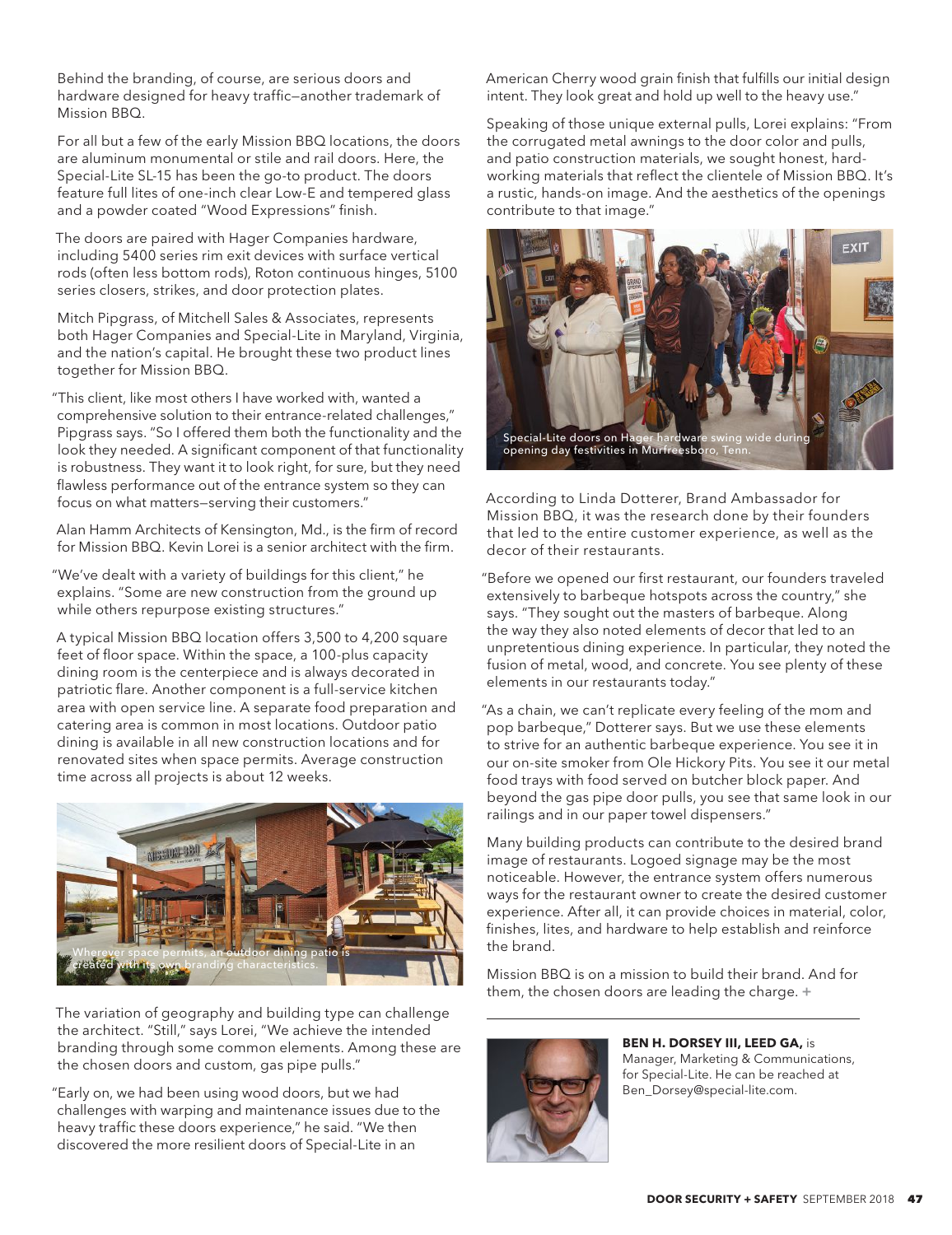Behind the branding, of course, are serious doors and hardware designed for heavy traffic—another trademark of Mission BBQ.

For all but a few of the early Mission BBQ locations, the doors are aluminum monumental or stile and rail doors. Here, the Special-Lite SL-15 has been the go-to product. The doors feature full lites of one-inch clear Low-E and tempered glass and a powder coated "Wood Expressions" finish.

The doors are paired with Hager Companies hardware, including 5400 series rim exit devices with surface vertical rods (often less bottom rods), Roton continuous hinges, 5100 series closers, strikes, and door protection plates.

Mitch Pipgrass, of Mitchell Sales & Associates, represents both Hager Companies and Special-Lite in Maryland, Virginia, and the nation's capital. He brought these two product lines together for Mission BBQ.

"This client, like most others I have worked with, wanted a comprehensive solution to their entrance-related challenges," Pipgrass says. "So I offered them both the functionality and the look they needed. A significant component of that functionality is robustness. They want it to look right, for sure, but they need flawless performance out of the entrance system so they can focus on what matters—serving their customers."

Alan Hamm Architects of Kensington, Md., is the firm of record for Mission BBQ. Kevin Lorei is a senior architect with the firm.

"We've dealt with a variety of buildings for this client," he explains. "Some are new construction from the ground up while others repurpose existing structures."

A typical Mission BBQ location offers 3,500 to 4,200 square feet of floor space. Within the space, a 100-plus capacity dining room is the centerpiece and is always decorated in patriotic flare. Another component is a full-service kitchen area with open service line. A separate food preparation and catering area is common in most locations. Outdoor patio dining is available in all new construction locations and for renovated sites when space permits. Average construction time across all projects is about 12 weeks.

Wherever space permits, an outdoor dining patio is created with its own branding characteristics.

The variation of geography and building type can challenge the architect. "Still," says Lorei, "We achieve the intended branding through some common elements. Among these are the chosen doors and custom, gas pipe pulls."

"Early on, we had been using wood doors, but we had challenges with warping and maintenance issues due to the heavy traffic these doors experience," he said. "We then discovered the more resilient doors of Special-Lite in an American Cherry wood grain finish that fulfills our initial design intent. They look great and hold up well to the heavy use."

Speaking of those unique external pulls, Lorei explains: "From the corrugated metal awnings to the door color and pulls, and patio construction materials, we sought honest, hard-working materials that reflect the clientele of Mission BBQ. It's a rustic, hands-on image. And the aesthetics of the openings contribute to that image."

Special-Lite doors on Hager hardware swing wide during opening day festivities in Murfreesboro, Tenn.

According to Linda Dotterer, Brand Ambassador for Mission BBQ, it was the research done by their founders that led to the entire customer experience, as well as the decor of their restaurants.

"Before we opened our first restaurant, our founders traveled extensively to barbeque hotspots across the country," she says. "They sought out the masters of barbeque. Along the way they also noted elements of decor that led to an unpretentious dining experience. In particular, they noted the fusion of metal, wood, and concrete. You see plenty of these elements in our restaurants today."

"As a chain, we can't replicate every feeling of the mom and pop barbeque," Dotterer says. But we use these elements to strive for an authentic barbeque experience. You see it in our on-site smoker from Ole Hickory Pits. You see it our metal food trays with food served on butcher block paper. And beyond the gas pipe door pulls, you see that same look in our railings and in our paper towel dispensers."

Many building products can contribute to the desired brand image of restaurants. Logoed signage may be the most noticeable. However, the entrance system offers numerous ways for the restaurant owner to create the desired customer experience. After all, it can provide choices in material, color, finishes, lites, and hardware to help establish and reinforce the brand.

Mission BBQ is on a mission to build their brand. And for them, the chosen doors are leading the charge. +

---

**BEN H. DORSEY III, LEED GA,** is Manager, Marketing & Communications, for Special-Lite. He can be reached at Ben_Dorsey@special-lite.com.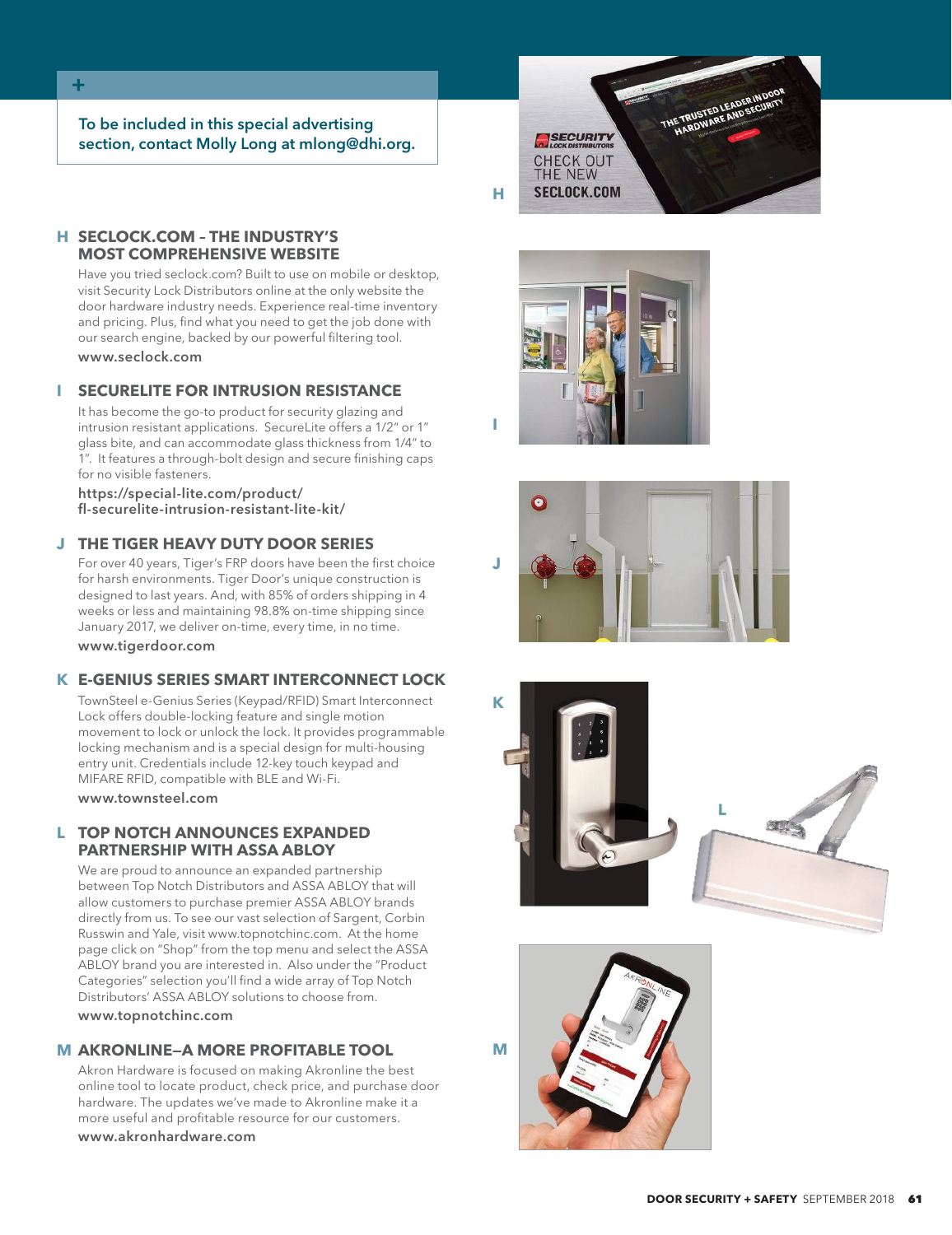+

To be included in this special advertising section, contact Molly Long at mlong@dhi.org.

## H SECLOCK.COM – THE INDUSTRY'S MOST COMPREHENSIVE WEBSITE

Have you tried seclock.com? Built to use on mobile or desktop, visit Security Lock Distributors online at the only website the door hardware industry needs. Experience real-time inventory and pricing. Plus, find what you need to get the job done with our search engine, backed by our powerful filtering tool.

www.seclock.com

## I SECURELITE FOR INTRUSION RESISTANCE

It has become the go-to product for security glazing and intrusion resistant applications. SecureLite offers a 1/2" or 1" glass bite, and can accommodate glass thickness from 1/4" to 1". It features a through-bolt design and secure finishing caps for no visible fasteners.

https://special-lite.com/product/fl-securelite-intrusion-resistant-lite-kit/

## J THE TIGER HEAVY DUTY DOOR SERIES

For over 40 years, Tiger's FRP doors have been the first choice for harsh environments. Tiger Door's unique construction is designed to last years. And, with 85% of orders shipping in 4 weeks or less and maintaining 98.8% on-time shipping since January 2017, we deliver on-time, every time, in no time.

www.tigerdoor.com

## K E-GENIUS SERIES SMART INTERCONNECT LOCK

TownSteel e-Genius Series (Keypad/RFID) Smart Interconnect Lock offers double-locking feature and single motion movement to lock or unlock the lock. It provides programmable locking mechanism and is a special design for multi-housing entry unit. Credentials include 12-key touch keypad and MIFARE RFID, compatible with BLE and Wi-Fi.

www.townsteel.com

## L TOP NOTCH ANNOUNCES EXPANDED PARTNERSHIP WITH ASSA ABLOY

We are proud to announce an expanded partnership between Top Notch Distributors and ASSA ABLOY that will allow customers to purchase premier ASSA ABLOY brands directly from us. To see our vast selection of Sargent, Corbin Russwin and Yale, visit www.topnotchinc.com. At the home page click on "Shop" from the top menu and select the ASSA ABLOY brand you are interested in. Also under the "Product Categories" selection you'll find a wide array of Top Notch Distributors' ASSA ABLOY solutions to choose from.

www.topnotchinc.com

## M AKRONLINE—A MORE PROFITABLE TOOL

Akron Hardware is focused on making Akronline the best online tool to locate product, check price, and purchase door hardware. The updates we've made to Akronline make it a more useful and profitable resource for our customers.

www.akronhardware.com